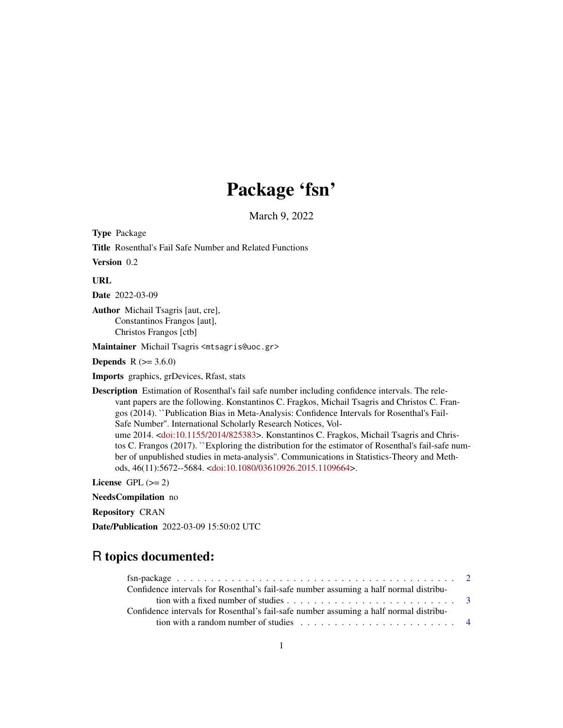# Package 'fsn'

March 9, 2022

**Type** Package

**Title** Rosenthal's Fail Safe Number and Related Functions

**Version** 0.2

**URL**

**Date** 2022-03-09

**Author** Michail Tsagris [aut, cre],
Constantinos Frangos [aut],
Christos Frangos [ctb]

**Maintainer** Michail Tsagris <mtsagris@uoc.gr>

**Depends** R (>= 3.6.0)

**Imports** graphics, grDevices, Rfast, stats

**Description** Estimation of Rosenthal's fail safe number including confidence intervals. The relevant papers are the following. Konstantinos C. Fragkos, Michail Tsagris and Christos C. Frangos (2014). ``Publication Bias in Meta-Analysis: Confidence Intervals for Rosenthal's Fail-Safe Number''. International Scholarly Research Notices, Volume 2014. <doi:10.1155/2014/825383>. Konstantinos C. Fragkos, Michail Tsagris and Christos C. Frangos (2017). ``Exploring the distribution for the estimator of Rosenthal's fail-safe number of unpublished studies in meta-analysis''. Communications in Statistics-Theory and Methods, 46(11):5672--5684. <doi:10.1080/03610926.2015.1109664>.

**License** GPL (>= 2)

**NeedsCompilation** no

**Repository** CRAN

**Date/Publication** 2022-03-09 15:50:02 UTC

## R topics documented:

- fsn-package . . . . . . . . . . . . . . . . . . . . . . . . . . . . . . . . . . . . . . . . . . . . 2
- Confidence intervals for Rosenthal's fail-safe number assuming a half normal distribution with a fixed number of studies . . . . . . . . . . . . . . . . . . . . . . . . . . 3
- Confidence intervals for Rosenthal's fail-safe number assuming a half normal distribution with a random number of studies . . . . . . . . . . . . . . . . . . . . . . . . 4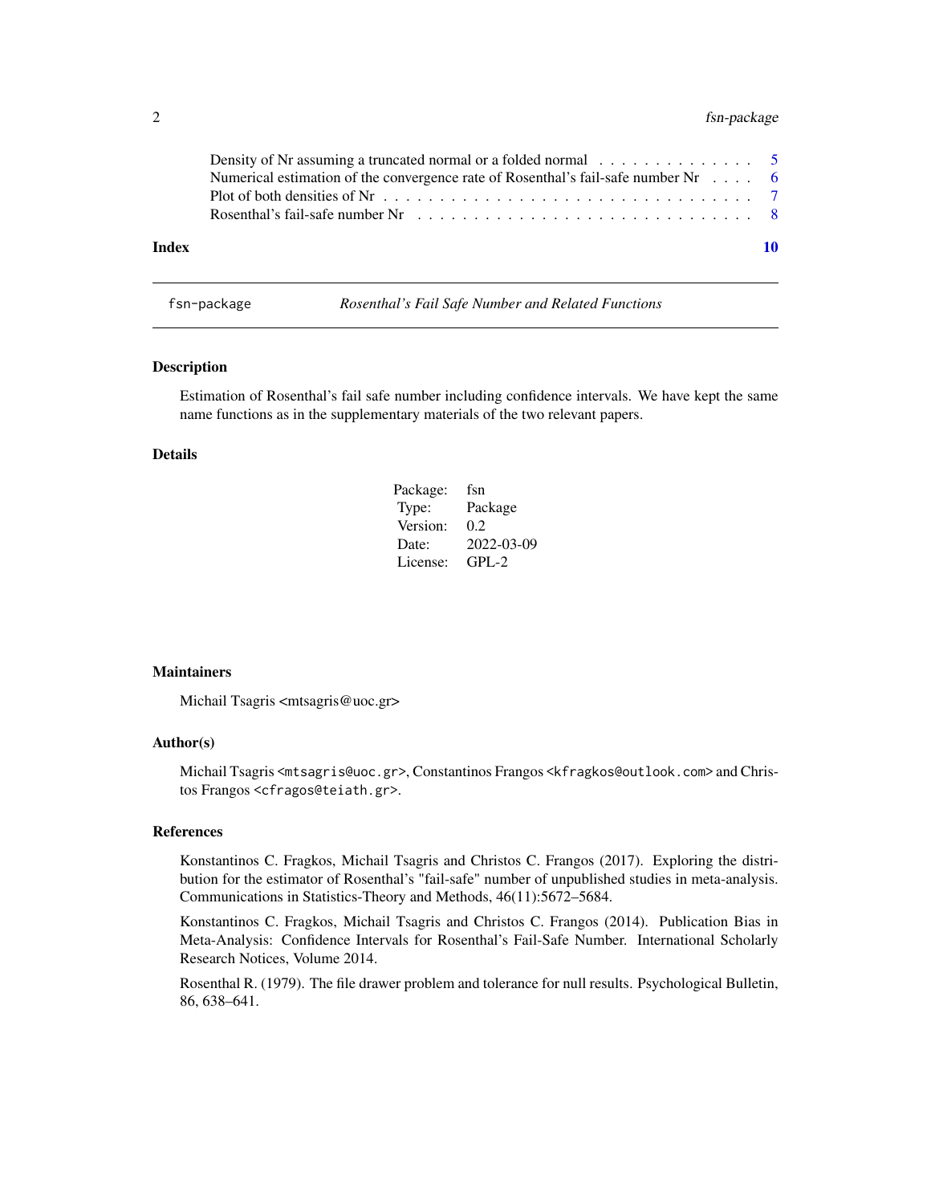Density of Nr assuming a truncated normal or a folded normal . . . . . . . . . . . . . . 5
Numerical estimation of the convergence rate of Rosenthal's fail-safe number Nr . . . . 6
Plot of both densities of Nr . . . . . . . . . . . . . . . . . . . . . . . . . . . . . . . . 7
Rosenthal's fail-safe number Nr . . . . . . . . . . . . . . . . . . . . . . . . . . . . . 8

**Index** 10

---

fsn-package *Rosenthal's Fail Safe Number and Related Functions*

---

## Description

Estimation of Rosenthal's fail safe number including confidence intervals. We have kept the same name functions as in the supplementary materials of the two relevant papers.

## Details

| | |
|---|---|
| Package: | fsn |
| Type: | Package |
| Version: | 0.2 |
| Date: | 2022-03-09 |
| License: | GPL-2 |

## Maintainers

Michail Tsagris <mtsagris@uoc.gr>

## Author(s)

Michail Tsagris <mtsagris@uoc.gr>, Constantinos Frangos <kfragkos@outlook.com> and Christos Frangos <cfragos@teiath.gr>.

## References

Konstantinos C. Fragkos, Michail Tsagris and Christos C. Frangos (2017). Exploring the distribution for the estimator of Rosenthal's "fail-safe" number of unpublished studies in meta-analysis. Communications in Statistics-Theory and Methods, 46(11):5672–5684.

Konstantinos C. Fragkos, Michail Tsagris and Christos C. Frangos (2014). Publication Bias in Meta-Analysis: Confidence Intervals for Rosenthal's Fail-Safe Number. International Scholarly Research Notices, Volume 2014.

Rosenthal R. (1979). The file drawer problem and tolerance for null results. Psychological Bulletin, 86, 638–641.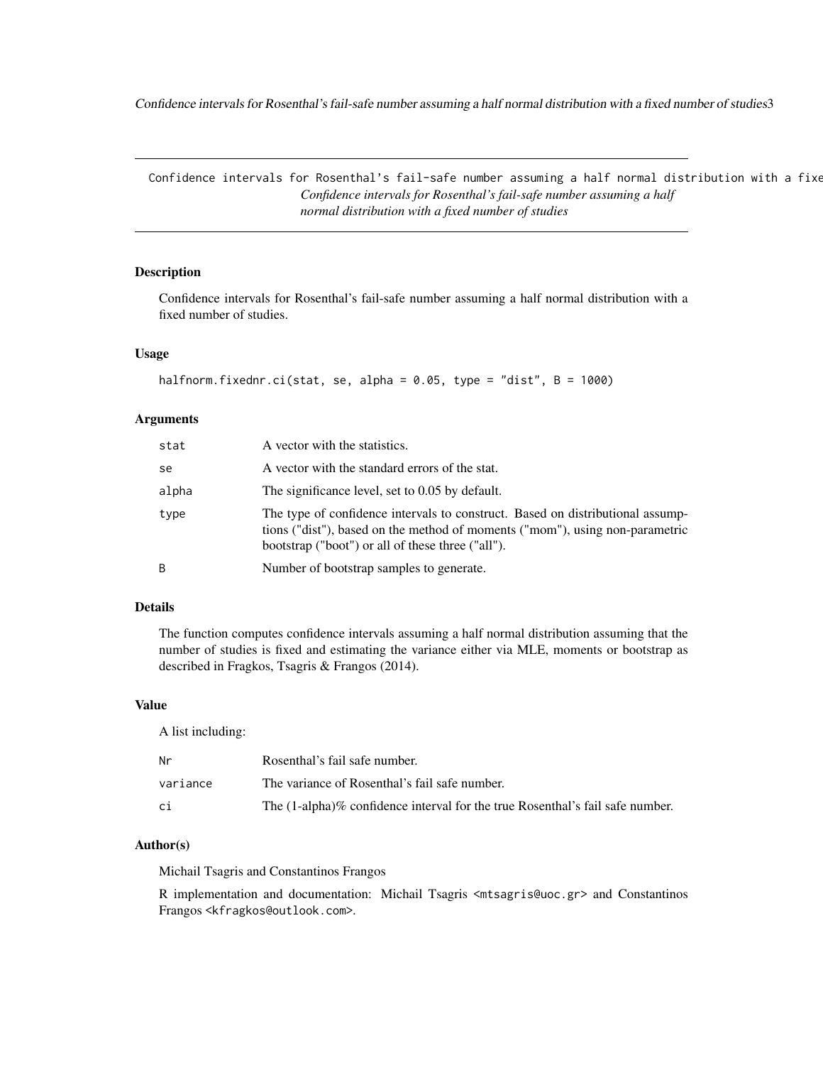# Confidence intervals for Rosenthal's fail-safe number assuming a half normal distribution with a fixed number of studies

*Confidence intervals for Rosenthal's fail-safe number assuming a half normal distribution with a fixed number of studies*

## Description

Confidence intervals for Rosenthal's fail-safe number assuming a half normal distribution with a fixed number of studies.

## Usage

```
halfnorm.fixednr.ci(stat, se, alpha = 0.05, type = "dist", B = 1000)
```

## Arguments

| | |
|---|---|
| stat | A vector with the statistics. |
| se | A vector with the standard errors of the stat. |
| alpha | The significance level, set to 0.05 by default. |
| type | The type of confidence intervals to construct. Based on distributional assumptions ("dist"), based on the method of moments ("mom"), using non-parametric bootstrap ("boot") or all of these three ("all"). |
| B | Number of bootstrap samples to generate. |

## Details

The function computes confidence intervals assuming a half normal distribution assuming that the number of studies is fixed and estimating the variance either via MLE, moments or bootstrap as described in Fragkos, Tsagris & Frangos (2014).

## Value

A list including:

| | |
|---|---|
| Nr | Rosenthal's fail safe number. |
| variance | The variance of Rosenthal's fail safe number. |
| ci | The (1-alpha)% confidence interval for the true Rosenthal's fail safe number. |

## Author(s)

Michail Tsagris and Constantinos Frangos

R implementation and documentation: Michail Tsagris <mtsagris@uoc.gr> and Constantinos Frangos <kfragkos@outlook.com>.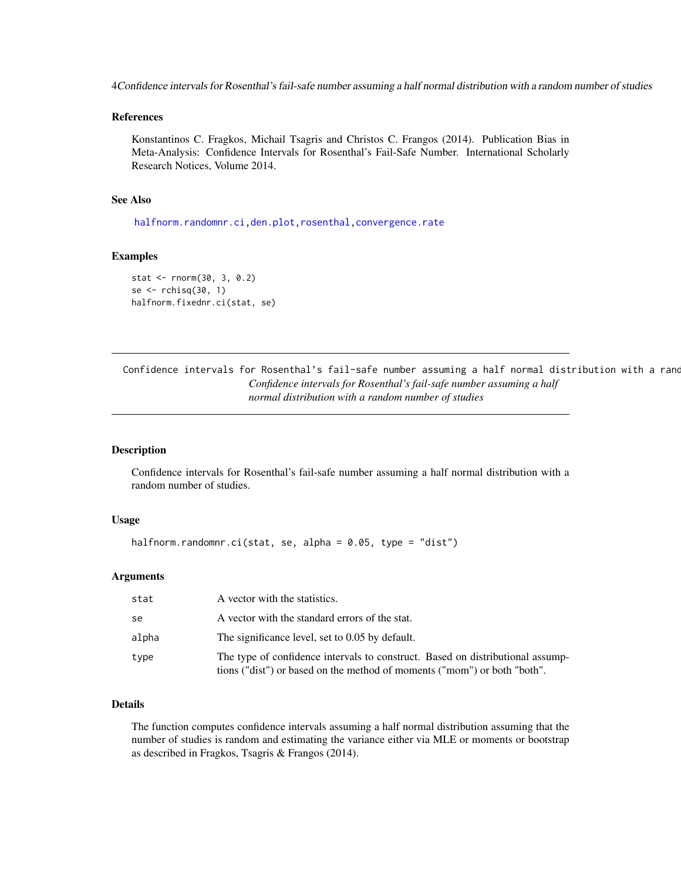### References

Konstantinos C. Fragkos, Michail Tsagris and Christos C. Frangos (2014). Publication Bias in Meta-Analysis: Confidence Intervals for Rosenthal's Fail-Safe Number. International Scholarly Research Notices, Volume 2014.

### See Also

halfnorm.randomnr.ci,den.plot,rosenthal,convergence.rate

### Examples

```
stat <- rnorm(30, 3, 0.2)
se <- rchisq(30, 1)
halfnorm.fixednr.ci(stat, se)
```

---

## Confidence intervals for Rosenthal's fail-safe number assuming a half normal distribution with a random number of studies

*Confidence intervals for Rosenthal's fail-safe number assuming a half normal distribution with a random number of studies*

---

### Description

Confidence intervals for Rosenthal's fail-safe number assuming a half normal distribution with a random number of studies.

### Usage

```
halfnorm.randomnr.ci(stat, se, alpha = 0.05, type = "dist")
```

### Arguments

| | |
|---|---|
| stat | A vector with the statistics. |
| se | A vector with the standard errors of the stat. |
| alpha | The significance level, set to 0.05 by default. |
| type | The type of confidence intervals to construct. Based on distributional assumptions ("dist") or based on the method of moments ("mom") or both "both". |

### Details

The function computes confidence intervals assuming a half normal distribution assuming that the number of studies is random and estimating the variance either via MLE or moments or bootstrap as described in Fragkos, Tsagris & Frangos (2014).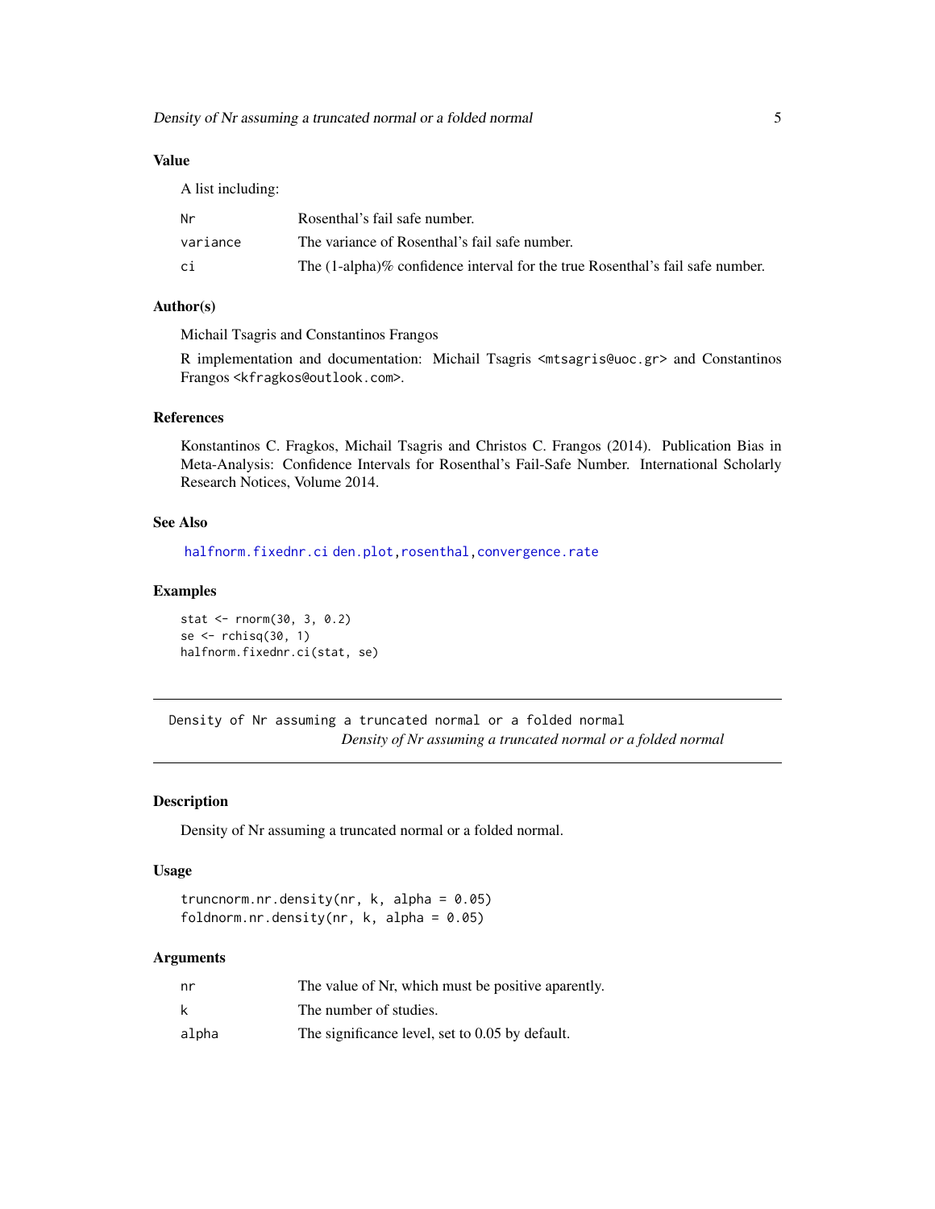### Value

A list including:

| | |
|---|---|
| Nr | Rosenthal's fail safe number. |
| variance | The variance of Rosenthal's fail safe number. |
| ci | The (1-alpha)% confidence interval for the true Rosenthal's fail safe number. |

### Author(s)

Michail Tsagris and Constantinos Frangos

R implementation and documentation: Michail Tsagris <mtsagris@uoc.gr> and Constantinos Frangos <kfragkos@outlook.com>.

### References

Konstantinos C. Fragkos, Michail Tsagris and Christos C. Frangos (2014). Publication Bias in Meta-Analysis: Confidence Intervals for Rosenthal's Fail-Safe Number. International Scholarly Research Notices, Volume 2014.

### See Also

halfnorm.fixednr.ci den.plot, rosenthal, convergence.rate

### Examples

```
stat <- rnorm(30, 3, 0.2)
se <- rchisq(30, 1)
halfnorm.fixednr.ci(stat, se)
```

---

## Density of Nr assuming a truncated normal or a folded normal

*Density of Nr assuming a truncated normal or a folded normal*

### Description

Density of Nr assuming a truncated normal or a folded normal.

### Usage

```
truncnorm.nr.density(nr, k, alpha = 0.05)
foldnorm.nr.density(nr, k, alpha = 0.05)
```

### Arguments

| | |
|---|---|
| nr | The value of Nr, which must be positive aparently. |
| k | The number of studies. |
| alpha | The significance level, set to 0.05 by default. |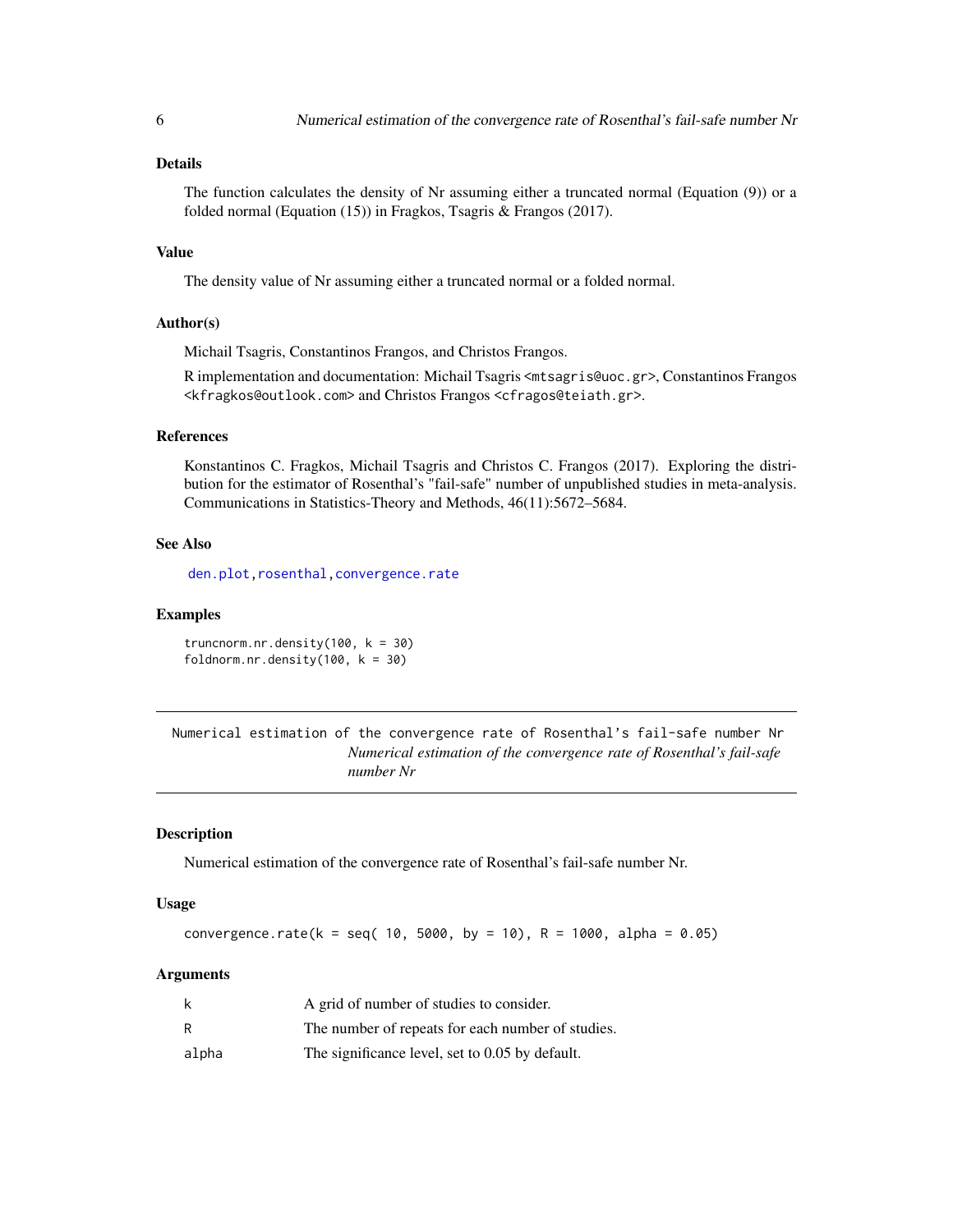### Details

The function calculates the density of Nr assuming either a truncated normal (Equation (9)) or a folded normal (Equation (15)) in Fragkos, Tsagris & Frangos (2017).

### Value

The density value of Nr assuming either a truncated normal or a folded normal.

### Author(s)

Michail Tsagris, Constantinos Frangos, and Christos Frangos.

R implementation and documentation: Michail Tsagris <mtsagris@uoc.gr>, Constantinos Frangos <kfragkos@outlook.com> and Christos Frangos <cfragos@teiath.gr>.

### References

Konstantinos C. Fragkos, Michail Tsagris and Christos C. Frangos (2017). Exploring the distribution for the estimator of Rosenthal's "fail-safe" number of unpublished studies in meta-analysis. Communications in Statistics-Theory and Methods, 46(11):5672–5684.

### See Also

den.plot, rosenthal, convergence.rate

### Examples

```
truncnorm.nr.density(100, k = 30)
foldnorm.nr.density(100, k = 30)
```

---

## Numerical estimation of the convergence rate of Rosenthal's fail-safe number Nr

*Numerical estimation of the convergence rate of Rosenthal's fail-safe number Nr*

---

### Description

Numerical estimation of the convergence rate of Rosenthal's fail-safe number Nr.

### Usage

```
convergence.rate(k = seq( 10, 5000, by = 10), R = 1000, alpha = 0.05)
```

### Arguments

| | |
|---|---|
| k | A grid of number of studies to consider. |
| R | The number of repeats for each number of studies. |
| alpha | The significance level, set to 0.05 by default. |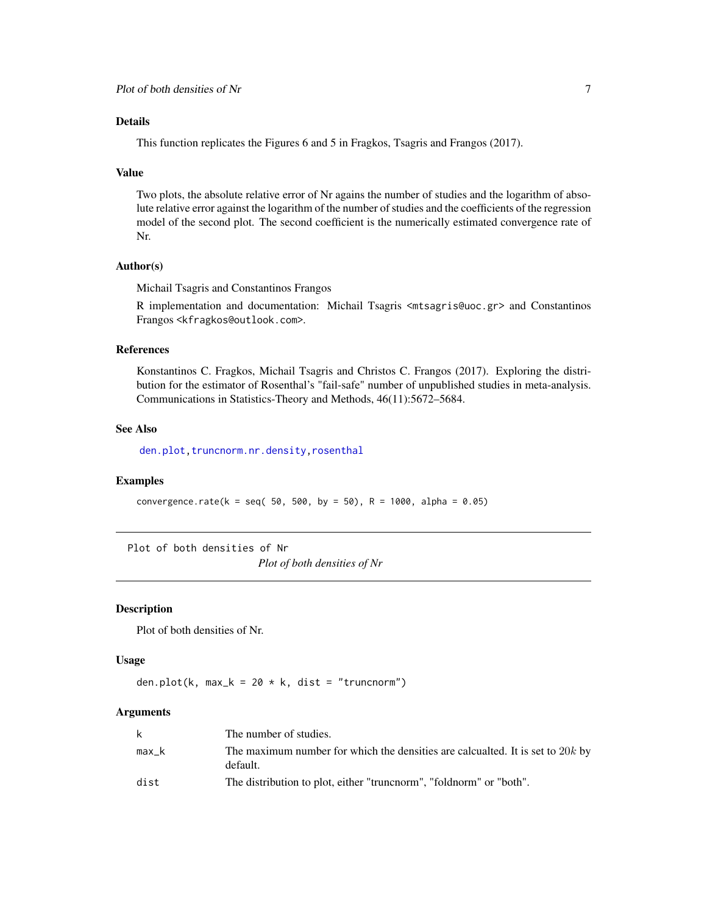## Details

This function replicates the Figures 6 and 5 in Fragkos, Tsagris and Frangos (2017).

## Value

Two plots, the absolute relative error of Nr agains the number of studies and the logarithm of absolute relative error against the logarithm of the number of studies and the coefficients of the regression model of the second plot. The second coefficient is the numerically estimated convergence rate of Nr.

## Author(s)

Michail Tsagris and Constantinos Frangos

R implementation and documentation: Michail Tsagris <mtsagris@uoc.gr> and Constantinos Frangos <kfragkos@outlook.com>.

## References

Konstantinos C. Fragkos, Michail Tsagris and Christos C. Frangos (2017). Exploring the distribution for the estimator of Rosenthal's "fail-safe" number of unpublished studies in meta-analysis. Communications in Statistics-Theory and Methods, 46(11):5672–5684.

## See Also

den.plot, truncnorm.nr.density, rosenthal

## Examples

```
convergence.rate(k = seq( 50, 500, by = 50), R = 1000, alpha = 0.05)
```

---

# Plot of both densities of Nr

*Plot of both densities of Nr*

## Description

Plot of both densities of Nr.

## Usage

```
den.plot(k, max_k = 20 * k, dist = "truncnorm")
```

## Arguments

| | |
|---|---|
| k | The number of studies. |
| max_k | The maximum number for which the densities are calcualted. It is set to $20k$ by default. |
| dist | The distribution to plot, either "truncnorm", "foldnorm" or "both". |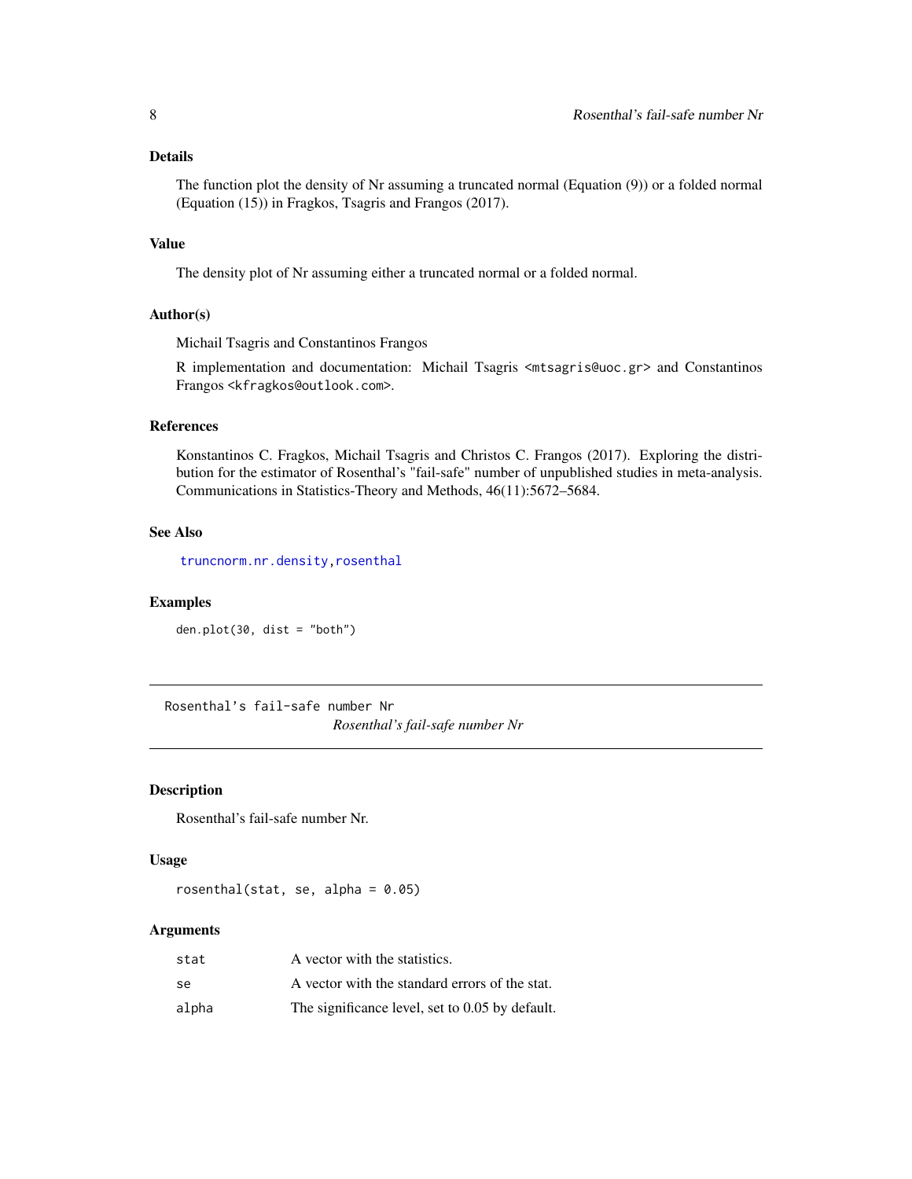### Details

The function plot the density of Nr assuming a truncated normal (Equation (9)) or a folded normal (Equation (15)) in Fragkos, Tsagris and Frangos (2017).

### Value

The density plot of Nr assuming either a truncated normal or a folded normal.

### Author(s)

Michail Tsagris and Constantinos Frangos

R implementation and documentation: Michail Tsagris <mtsagris@uoc.gr> and Constantinos Frangos <kfragkos@outlook.com>.

### References

Konstantinos C. Fragkos, Michail Tsagris and Christos C. Frangos (2017). Exploring the distribution for the estimator of Rosenthal's "fail-safe" number of unpublished studies in meta-analysis. Communications in Statistics-Theory and Methods, 46(11):5672–5684.

### See Also

truncnorm.nr.density, rosenthal

### Examples

```
den.plot(30, dist = "both")
```

---

## Rosenthal's fail-safe number Nr

*Rosenthal's fail-safe number Nr*

### Description

Rosenthal's fail-safe number Nr.

### Usage

```
rosenthal(stat, se, alpha = 0.05)
```

### Arguments

| | |
|---|---|
| stat | A vector with the statistics. |
| se | A vector with the standard errors of the stat. |
| alpha | The significance level, set to 0.05 by default. |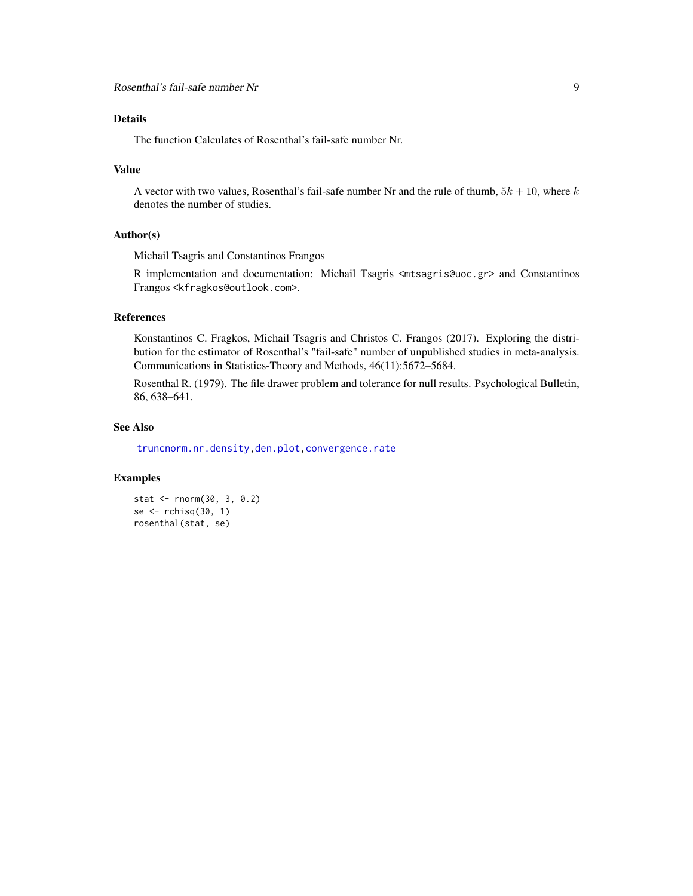## Details

The function Calculates of Rosenthal's fail-safe number Nr.

## Value

A vector with two values, Rosenthal's fail-safe number Nr and the rule of thumb, $5k + 10$, where $k$ denotes the number of studies.

## Author(s)

Michail Tsagris and Constantinos Frangos

R implementation and documentation: Michail Tsagris <mtsagris@uoc.gr> and Constantinos Frangos <kfragkos@outlook.com>.

## References

Konstantinos C. Fragkos, Michail Tsagris and Christos C. Frangos (2017). Exploring the distribution for the estimator of Rosenthal's "fail-safe" number of unpublished studies in meta-analysis. Communications in Statistics-Theory and Methods, 46(11):5672–5684.

Rosenthal R. (1979). The file drawer problem and tolerance for null results. Psychological Bulletin, 86, 638–641.

## See Also

truncnorm.nr.density, den.plot, convergence.rate

## Examples

```
stat <- rnorm(30, 3, 0.2)
se <- rchisq(30, 1)
rosenthal(stat, se)
```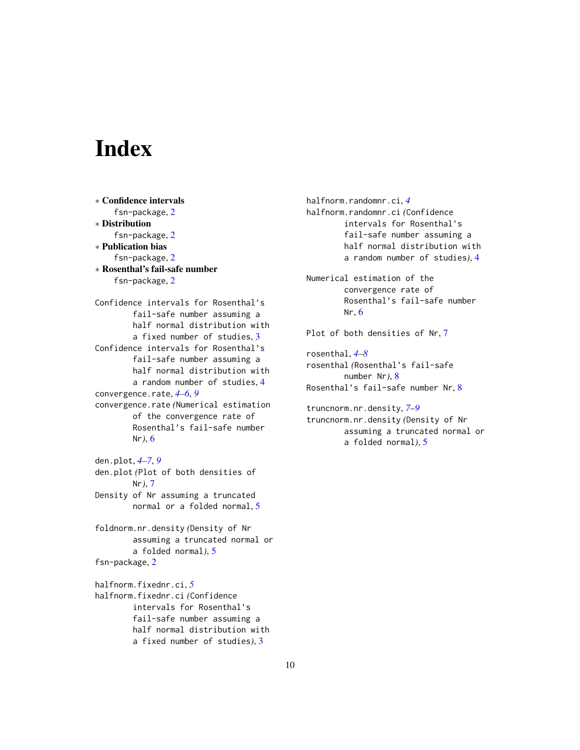# Index

∗ **Confidence intervals**
  fsn-package, 2
∗ **Distribution**
  fsn-package, 2
∗ **Publication bias**
  fsn-package, 2
∗ **Rosenthal's fail-safe number**
  fsn-package, 2

Confidence intervals for Rosenthal's fail-safe number assuming a half normal distribution with a fixed number of studies, 3
Confidence intervals for Rosenthal's fail-safe number assuming a half normal distribution with a random number of studies, 4
convergence.rate, *4–6*, *9*
convergence.rate *(*Numerical estimation of the convergence rate of Rosenthal's fail-safe number Nr*)*, 6

den.plot, *4–7*, *9*
den.plot *(*Plot of both densities of Nr*)*, 7
Density of Nr assuming a truncated normal or a folded normal, 5

foldnorm.nr.density *(*Density of Nr assuming a truncated normal or a folded normal*)*, 5
fsn-package, 2

halfnorm.fixednr.ci, *5*
halfnorm.fixednr.ci *(*Confidence intervals for Rosenthal's fail-safe number assuming a half normal distribution with a fixed number of studies*)*, 3
halfnorm.randomnr.ci, *4*
halfnorm.randomnr.ci *(*Confidence intervals for Rosenthal's fail-safe number assuming a half normal distribution with a random number of studies*)*, 4

Numerical estimation of the convergence rate of Rosenthal's fail-safe number Nr, 6

Plot of both densities of Nr, 7

rosenthal, *4–8*
rosenthal *(*Rosenthal's fail-safe number Nr*)*, 8
Rosenthal's fail-safe number Nr, 8

truncnorm.nr.density, *7–9*
truncnorm.nr.density *(*Density of Nr assuming a truncated normal or a folded normal*)*, 5